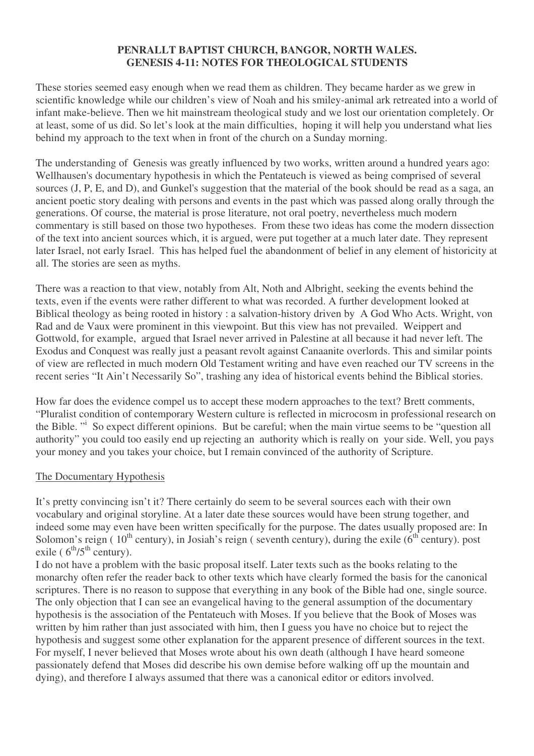**PENRALLT BAPTIST CHURCH, BANGOR, NORTH WALES.**
**GENESIS 4-11: NOTES FOR THEOLOGICAL STUDENTS**

These stories seemed easy enough when we read them as children. They became harder as we grew in scientific knowledge while our children's view of Noah and his smiley-animal ark retreated into a world of infant make-believe. Then we hit mainstream theological study and we lost our orientation completely. Or at least, some of us did. So let's look at the main difficulties, hoping it will help you understand what lies behind my approach to the text when in front of the church on a Sunday morning.

The understanding of Genesis was greatly influenced by two works, written around a hundred years ago: Wellhausen's documentary hypothesis in which the Pentateuch is viewed as being comprised of several sources (J, P, E, and D), and Gunkel's suggestion that the material of the book should be read as a saga, an ancient poetic story dealing with persons and events in the past which was passed along orally through the generations. Of course, the material is prose literature, not oral poetry, nevertheless much modern commentary is still based on those two hypotheses. From these two ideas has come the modern dissection of the text into ancient sources which, it is argued, were put together at a much later date. They represent later Israel, not early Israel. This has helped fuel the abandonment of belief in any element of historicity at all. The stories are seen as myths.

There was a reaction to that view, notably from Alt, Noth and Albright, seeking the events behind the texts, even if the events were rather different to what was recorded. A further development looked at Biblical theology as being rooted in history : a salvation-history driven by A God Who Acts. Wright, von Rad and de Vaux were prominent in this viewpoint. But this view has not prevailed. Weippert and Gottwold, for example, argued that Israel never arrived in Palestine at all because it had never left. The Exodus and Conquest was really just a peasant revolt against Canaanite overlords. This and similar points of view are reflected in much modern Old Testament writing and have even reached our TV screens in the recent series "It Ain't Necessarily So", trashing any idea of historical events behind the Biblical stories.

How far does the evidence compel us to accept these modern approaches to the text? Brett comments, "Pluralist condition of contemporary Western culture is reflected in microcosm in professional research on the Bible. "[i] So expect different opinions. But be careful; when the main virtue seems to be "question all authority" you could too easily end up rejecting an authority which is really on your side. Well, you pays your money and you takes your choice, but I remain convinced of the authority of Scripture.

<u>The Documentary Hypothesis</u>

It's pretty convincing isn't it? There certainly do seem to be several sources each with their own vocabulary and original storyline. At a later date these sources would have been strung together, and indeed some may even have been written specifically for the purpose. The dates usually proposed are: In Solomon's reign ( 10th century), in Josiah's reign ( seventh century), during the exile (6th century). post exile ( 6th/5th century).

I do not have a problem with the basic proposal itself. Later texts such as the books relating to the monarchy often refer the reader back to other texts which have clearly formed the basis for the canonical scriptures. There is no reason to suppose that everything in any book of the Bible had one, single source. The only objection that I can see an evangelical having to the general assumption of the documentary hypothesis is the association of the Pentateuch with Moses. If you believe that the Book of Moses was written by him rather than just associated with him, then I guess you have no choice but to reject the hypothesis and suggest some other explanation for the apparent presence of different sources in the text. For myself, I never believed that Moses wrote about his own death (although I have heard someone passionately defend that Moses did describe his own demise before walking off up the mountain and dying), and therefore I always assumed that there was a canonical editor or editors involved.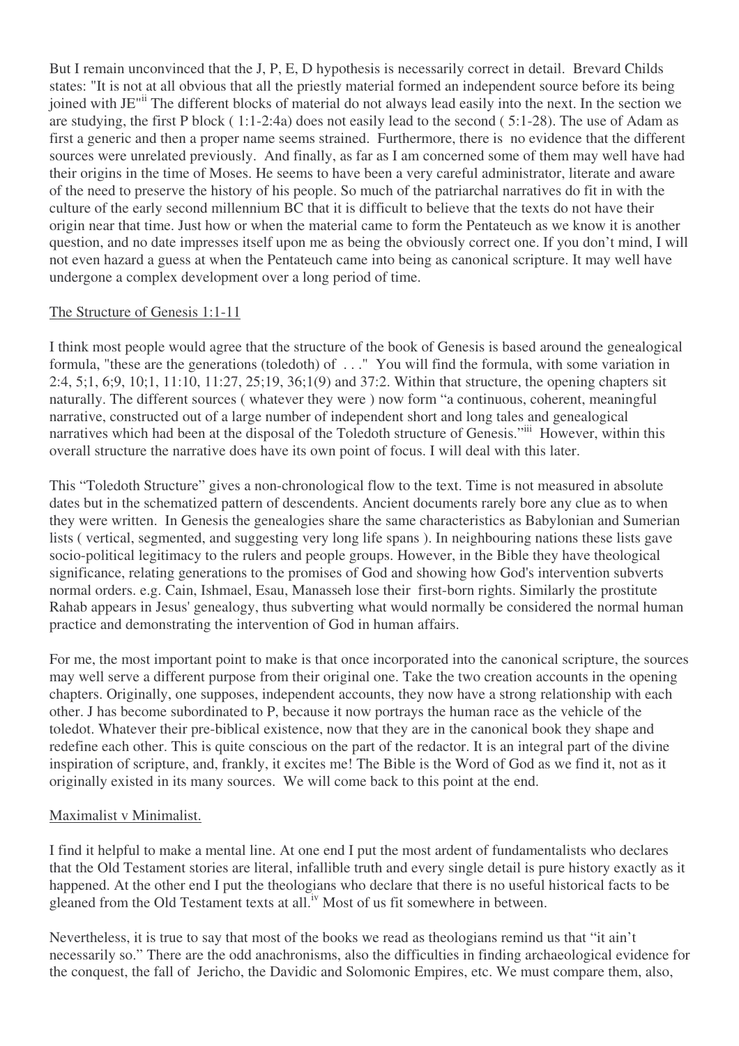But I remain unconvinced that the J, P, E, D hypothesis is necessarily correct in detail. Brevard Childs states: "It is not at all obvious that all the priestly material formed an independent source before its being joined with JE"[ii] The different blocks of material do not always lead easily into the next. In the section we are studying, the first P block ( 1:1-2:4a) does not easily lead to the second ( 5:1-28). The use of Adam as first a generic and then a proper name seems strained. Furthermore, there is no evidence that the different sources were unrelated previously. And finally, as far as I am concerned some of them may well have had their origins in the time of Moses. He seems to have been a very careful administrator, literate and aware of the need to preserve the history of his people. So much of the patriarchal narratives do fit in with the culture of the early second millennium BC that it is difficult to believe that the texts do not have their origin near that time. Just how or when the material came to form the Pentateuch as we know it is another question, and no date impresses itself upon me as being the obviously correct one. If you don't mind, I will not even hazard a guess at when the Pentateuch came into being as canonical scripture. It may well have undergone a complex development over a long period of time.

## The Structure of Genesis 1:1-11

I think most people would agree that the structure of the book of Genesis is based around the genealogical formula, "these are the generations (toledoth) of . . ." You will find the formula, with some variation in 2:4, 5;1, 6;9, 10;1, 11:10, 11:27, 25;19, 36;1(9) and 37:2. Within that structure, the opening chapters sit naturally. The different sources ( whatever they were ) now form "a continuous, coherent, meaningful narrative, constructed out of a large number of independent short and long tales and genealogical narratives which had been at the disposal of the Toledoth structure of Genesis."[iii] However, within this overall structure the narrative does have its own point of focus. I will deal with this later.

This "Toledoth Structure" gives a non-chronological flow to the text. Time is not measured in absolute dates but in the schematized pattern of descendents. Ancient documents rarely bore any clue as to when they were written. In Genesis the genealogies share the same characteristics as Babylonian and Sumerian lists ( vertical, segmented, and suggesting very long life spans ). In neighbouring nations these lists gave socio-political legitimacy to the rulers and people groups. However, in the Bible they have theological significance, relating generations to the promises of God and showing how God's intervention subverts normal orders. e.g. Cain, Ishmael, Esau, Manasseh lose their first-born rights. Similarly the prostitute Rahab appears in Jesus' genealogy, thus subverting what would normally be considered the normal human practice and demonstrating the intervention of God in human affairs.

For me, the most important point to make is that once incorporated into the canonical scripture, the sources may well serve a different purpose from their original one. Take the two creation accounts in the opening chapters. Originally, one supposes, independent accounts, they now have a strong relationship with each other. J has become subordinated to P, because it now portrays the human race as the vehicle of the toledot. Whatever their pre-biblical existence, now that they are in the canonical book they shape and redefine each other. This is quite conscious on the part of the redactor. It is an integral part of the divine inspiration of scripture, and, frankly, it excites me! The Bible is the Word of God as we find it, not as it originally existed in its many sources. We will come back to this point at the end.

## Maximalist v Minimalist.

I find it helpful to make a mental line. At one end I put the most ardent of fundamentalists who declares that the Old Testament stories are literal, infallible truth and every single detail is pure history exactly as it happened. At the other end I put the theologians who declare that there is no useful historical facts to be gleaned from the Old Testament texts at all.[iv] Most of us fit somewhere in between.

Nevertheless, it is true to say that most of the books we read as theologians remind us that "it ain't necessarily so." There are the odd anachronisms, also the difficulties in finding archaeological evidence for the conquest, the fall of Jericho, the Davidic and Solomonic Empires, etc. We must compare them, also,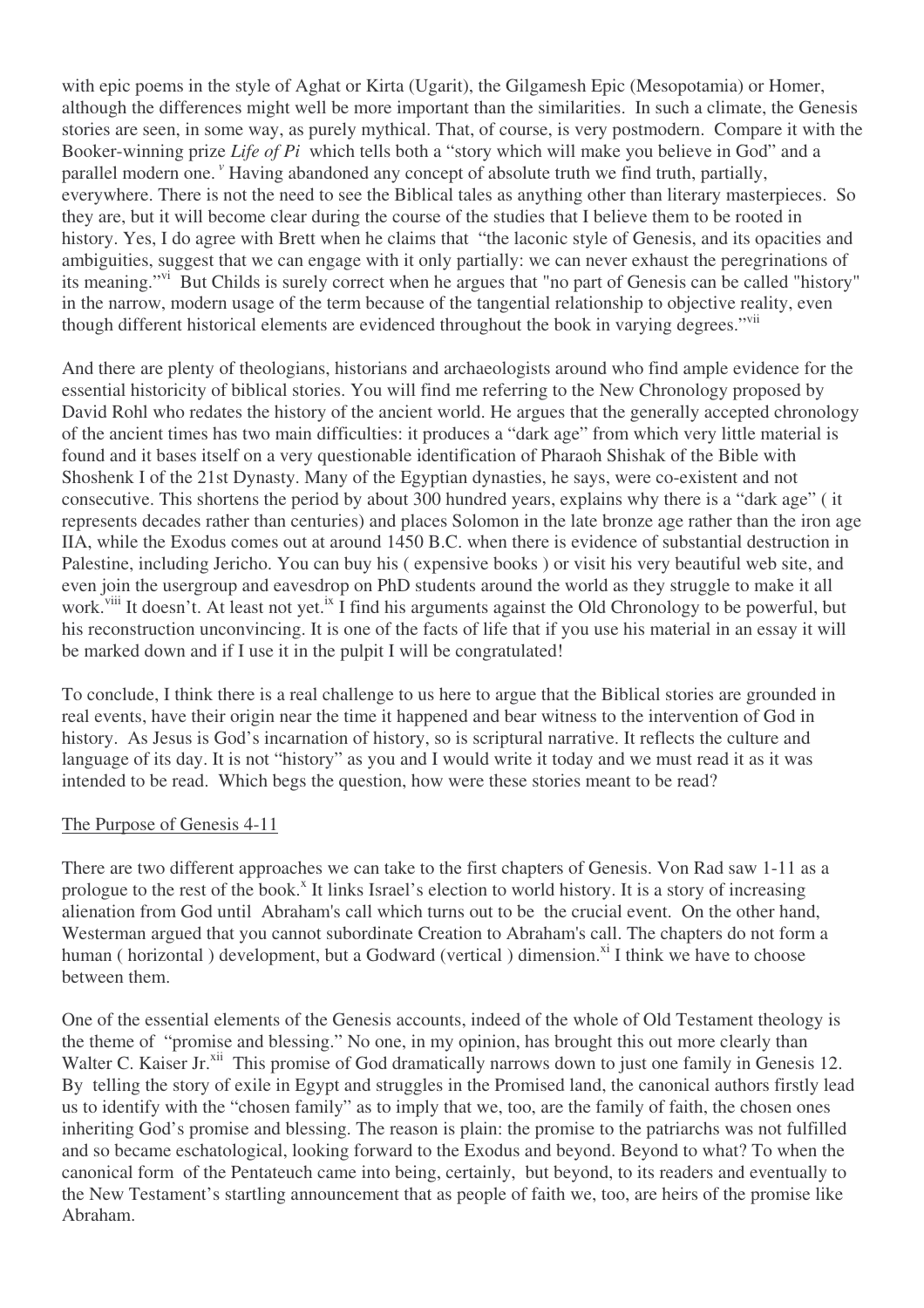with epic poems in the style of Aghat or Kirta (Ugarit), the Gilgamesh Epic (Mesopotamia) or Homer, although the differences might well be more important than the similarities. In such a climate, the Genesis stories are seen, in some way, as purely mythical. That, of course, is very postmodern. Compare it with the Booker-winning prize *Life of Pi* which tells both a "story which will make you believe in God" and a parallel modern one.[v] Having abandoned any concept of absolute truth we find truth, partially, everywhere. There is not the need to see the Biblical tales as anything other than literary masterpieces. So they are, but it will become clear during the course of the studies that I believe them to be rooted in history. Yes, I do agree with Brett when he claims that "the laconic style of Genesis, and its opacities and ambiguities, suggest that we can engage with it only partially: we can never exhaust the peregrinations of its meaning."[vi] But Childs is surely correct when he argues that "no part of Genesis can be called "history" in the narrow, modern usage of the term because of the tangential relationship to objective reality, even though different historical elements are evidenced throughout the book in varying degrees."[vii]

And there are plenty of theologians, historians and archaeologists around who find ample evidence for the essential historicity of biblical stories. You will find me referring to the New Chronology proposed by David Rohl who redates the history of the ancient world. He argues that the generally accepted chronology of the ancient times has two main difficulties: it produces a "dark age" from which very little material is found and it bases itself on a very questionable identification of Pharaoh Shishak of the Bible with Shoshenk I of the 21st Dynasty. Many of the Egyptian dynasties, he says, were co-existent and not consecutive. This shortens the period by about 300 hundred years, explains why there is a "dark age" ( it represents decades rather than centuries) and places Solomon in the late bronze age rather than the iron age IIA, while the Exodus comes out at around 1450 B.C. when there is evidence of substantial destruction in Palestine, including Jericho. You can buy his ( expensive books ) or visit his very beautiful web site, and even join the usergroup and eavesdrop on PhD students around the world as they struggle to make it all work.[viii] It doesn't. At least not yet.[ix] I find his arguments against the Old Chronology to be powerful, but his reconstruction unconvincing. It is one of the facts of life that if you use his material in an essay it will be marked down and if I use it in the pulpit I will be congratulated!

To conclude, I think there is a real challenge to us here to argue that the Biblical stories are grounded in real events, have their origin near the time it happened and bear witness to the intervention of God in history. As Jesus is God's incarnation of history, so is scriptural narrative. It reflects the culture and language of its day. It is not "history" as you and I would write it today and we must read it as it was intended to be read. Which begs the question, how were these stories meant to be read?

## The Purpose of Genesis 4-11

There are two different approaches we can take to the first chapters of Genesis. Von Rad saw 1-11 as a prologue to the rest of the book.[x] It links Israel's election to world history. It is a story of increasing alienation from God until Abraham's call which turns out to be the crucial event. On the other hand, Westerman argued that you cannot subordinate Creation to Abraham's call. The chapters do not form a human ( horizontal ) development, but a Godward (vertical ) dimension.[xi] I think we have to choose between them.

One of the essential elements of the Genesis accounts, indeed of the whole of Old Testament theology is the theme of "promise and blessing." No one, in my opinion, has brought this out more clearly than Walter C. Kaiser Jr.[xii] This promise of God dramatically narrows down to just one family in Genesis 12. By telling the story of exile in Egypt and struggles in the Promised land, the canonical authors firstly lead us to identify with the "chosen family" as to imply that we, too, are the family of faith, the chosen ones inheriting God's promise and blessing. The reason is plain: the promise to the patriarchs was not fulfilled and so became eschatological, looking forward to the Exodus and beyond. Beyond to what? To when the canonical form of the Pentateuch came into being, certainly, but beyond, to its readers and eventually to the New Testament's startling announcement that as people of faith we, too, are heirs of the promise like Abraham.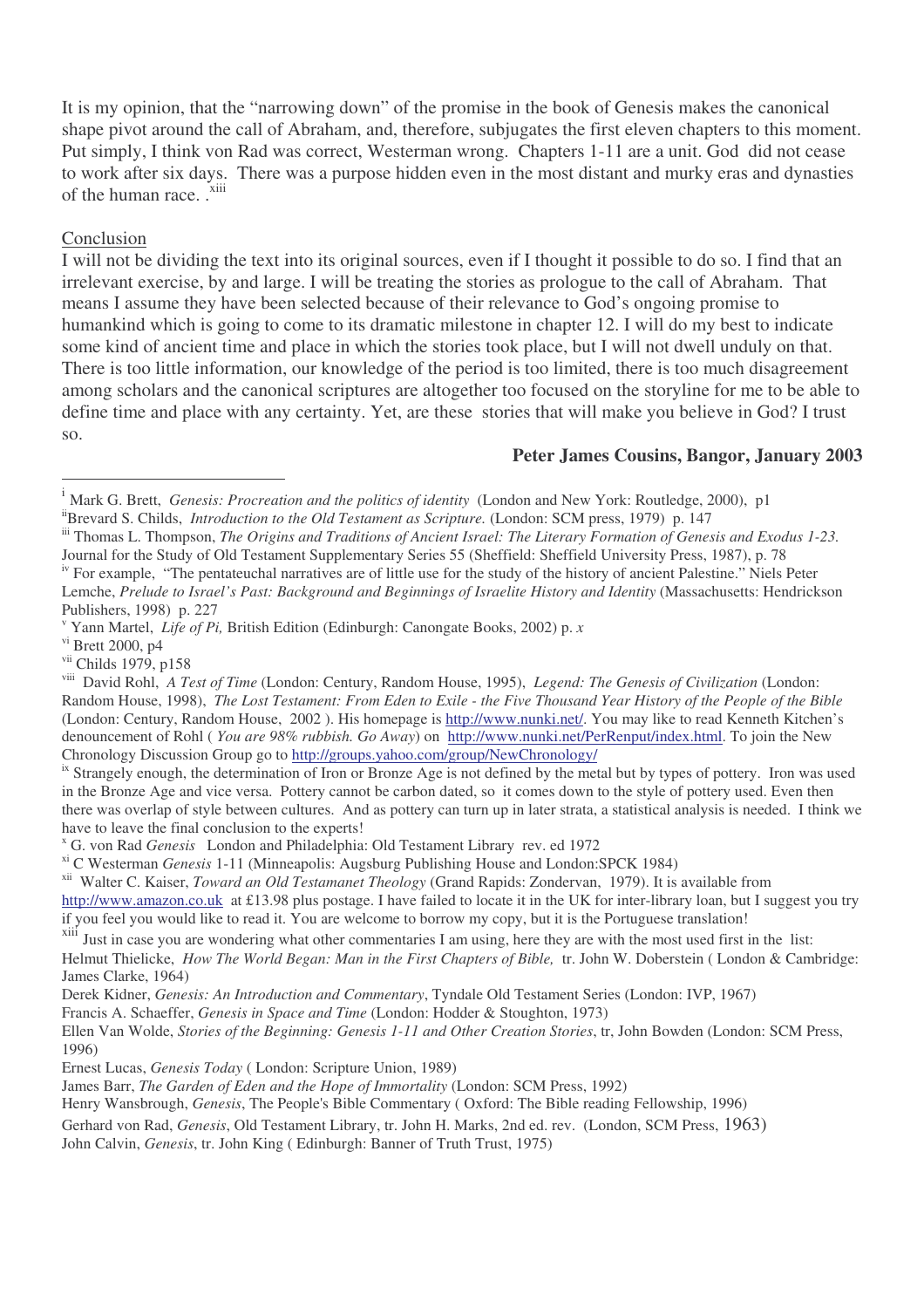It is my opinion, that the "narrowing down" of the promise in the book of Genesis makes the canonical shape pivot around the call of Abraham, and, therefore, subjugates the first eleven chapters to this moment. Put simply, I think von Rad was correct, Westerman wrong. Chapters 1-11 are a unit. God did not cease to work after six days. There was a purpose hidden even in the most distant and murky eras and dynasties of the human race. .[xiii]

## Conclusion

I will not be dividing the text into its original sources, even if I thought it possible to do so. I find that an irrelevant exercise, by and large. I will be treating the stories as prologue to the call of Abraham. That means I assume they have been selected because of their relevance to God's ongoing promise to humankind which is going to come to its dramatic milestone in chapter 12. I will do my best to indicate some kind of ancient time and place in which the stories took place, but I will not dwell unduly on that. There is too little information, our knowledge of the period is too limited, there is too much disagreement among scholars and the canonical scriptures are altogether too focused on the storyline for me to be able to define time and place with any certainty. Yet, are these stories that will make you believe in God? I trust so.

**Peter James Cousins, Bangor, January 2003**

---

[i] Mark G. Brett, *Genesis: Procreation and the politics of identity* (London and New York: Routledge, 2000), p1

[ii] Brevard S. Childs, *Introduction to the Old Testament as Scripture.* (London: SCM press, 1979) p. 147

[iii] Thomas L. Thompson, *The Origins and Traditions of Ancient Israel: The Literary Formation of Genesis and Exodus 1-23.* Journal for the Study of Old Testament Supplementary Series 55 (Sheffield: Sheffield University Press, 1987), p. 78

[iv] For example, "The pentateuchal narratives are of little use for the study of the history of ancient Palestine." Niels Peter Lemche, *Prelude to Israel's Past: Background and Beginnings of Israelite History and Identity* (Massachusetts: Hendrickson Publishers, 1998) p. 227

[v] Yann Martel, *Life of Pi,* British Edition (Edinburgh: Canongate Books, 2002) p. *x*

[vi] Brett 2000, p4

[vii] Childs 1979, p158

[viii] David Rohl, *A Test of Time* (London: Century, Random House, 1995), *Legend: The Genesis of Civilization* (London: Random House, 1998), *The Lost Testament: From Eden to Exile - the Five Thousand Year History of the People of the Bible* (London: Century, Random House, 2002 ). His homepage is http://www.nunki.net/. You may like to read Kenneth Kitchen's denouncement of Rohl ( *You are 98% rubbish. Go Away*) on http://www.nunki.net/PerRenput/index.html. To join the New Chronology Discussion Group go to http://groups.yahoo.com/group/NewChronology/

[ix] Strangely enough, the determination of Iron or Bronze Age is not defined by the metal but by types of pottery. Iron was used in the Bronze Age and vice versa. Pottery cannot be carbon dated, so it comes down to the style of pottery used. Even then there was overlap of style between cultures. And as pottery can turn up in later strata, a statistical analysis is needed. I think we have to leave the final conclusion to the experts!

[x] G. von Rad *Genesis* London and Philadelphia: Old Testament Library rev. ed 1972

[xi] C Westerman *Genesis* 1-11 (Minneapolis: Augsburg Publishing House and London:SPCK 1984)

[xii] Walter C. Kaiser, *Toward an Old Testamanet Theology* (Grand Rapids: Zondervan, 1979). It is available from http://www.amazon.co.uk at £13.98 plus postage. I have failed to locate it in the UK for inter-library loan, but I suggest you try if you feel you would like to read it. You are welcome to borrow my copy, but it is the Portuguese translation!

[xiii] Just in case you are wondering what other commentaries I am using, here they are with the most used first in the list:
Helmut Thielicke, *How The World Began: Man in the First Chapters of Bible,* tr. John W. Doberstein ( London & Cambridge: James Clarke, 1964)
Derek Kidner, *Genesis: An Introduction and Commentary*, Tyndale Old Testament Series (London: IVP, 1967)
Francis A. Schaeffer, *Genesis in Space and Time* (London: Hodder & Stoughton, 1973)
Ellen Van Wolde, *Stories of the Beginning: Genesis 1-11 and Other Creation Stories*, tr, John Bowden (London: SCM Press, 1996)
Ernest Lucas, *Genesis Today* ( London: Scripture Union, 1989)
James Barr, *The Garden of Eden and the Hope of Immortality* (London: SCM Press, 1992)
Henry Wansbrough, *Genesis*, The People's Bible Commentary ( Oxford: The Bible reading Fellowship, 1996)
Gerhard von Rad, *Genesis*, Old Testament Library, tr. John H. Marks, 2nd ed. rev. (London, SCM Press, 1963)
John Calvin, *Genesis*, tr. John King ( Edinburgh: Banner of Truth Trust, 1975)